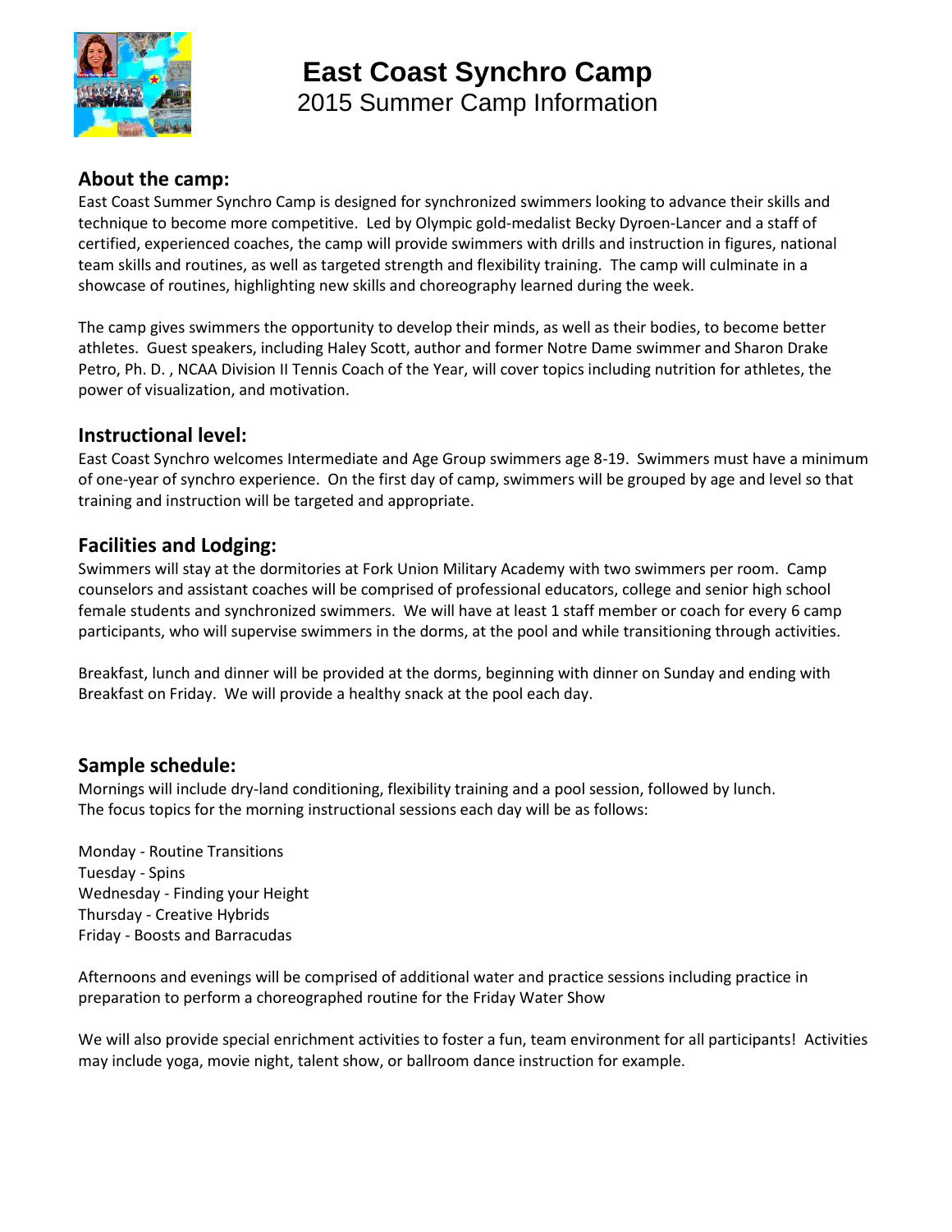# East Coast Synchro Camp

2015 Summer Camp Information

## About the camp:

East Coast Summer Synchro Camp is designed for synchronized swimmers looking to advance their skills and technique to become more competitive. Led by Olympic gold-medalist Becky Dyroen-Lancer and a staff of certified, experienced coaches, the camp will provide swimmers with drills and instruction in figures, national team skills and routines, as well as targeted strength and flexibility training. The camp will culminate in a showcase of routines, highlighting new skills and choreography learned during the week.

The camp gives swimmers the opportunity to develop their minds, as well as their bodies, to become better athletes. Guest speakers, including Haley Scott, author and former Notre Dame swimmer and Sharon Drake Petro, Ph. D. , NCAA Division II Tennis Coach of the Year, will cover topics including nutrition for athletes, the power of visualization, and motivation.

## Instructional level:

East Coast Synchro welcomes Intermediate and Age Group swimmers age 8-19. Swimmers must have a minimum of one-year of synchro experience. On the first day of camp, swimmers will be grouped by age and level so that training and instruction will be targeted and appropriate.

## Facilities and Lodging:

Swimmers will stay at the dormitories at Fork Union Military Academy with two swimmers per room. Camp counselors and assistant coaches will be comprised of professional educators, college and senior high school female students and synchronized swimmers. We will have at least 1 staff member or coach for every 6 camp participants, who will supervise swimmers in the dorms, at the pool and while transitioning through activities.

Breakfast, lunch and dinner will be provided at the dorms, beginning with dinner on Sunday and ending with Breakfast on Friday. We will provide a healthy snack at the pool each day.

## Sample schedule:

Mornings will include dry-land conditioning, flexibility training and a pool session, followed by lunch. The focus topics for the morning instructional sessions each day will be as follows:

Monday - Routine Transitions
Tuesday - Spins
Wednesday - Finding your Height
Thursday - Creative Hybrids
Friday - Boosts and Barracudas

Afternoons and evenings will be comprised of additional water and practice sessions including practice in preparation to perform a choreographed routine for the Friday Water Show

We will also provide special enrichment activities to foster a fun, team environment for all participants! Activities may include yoga, movie night, talent show, or ballroom dance instruction for example.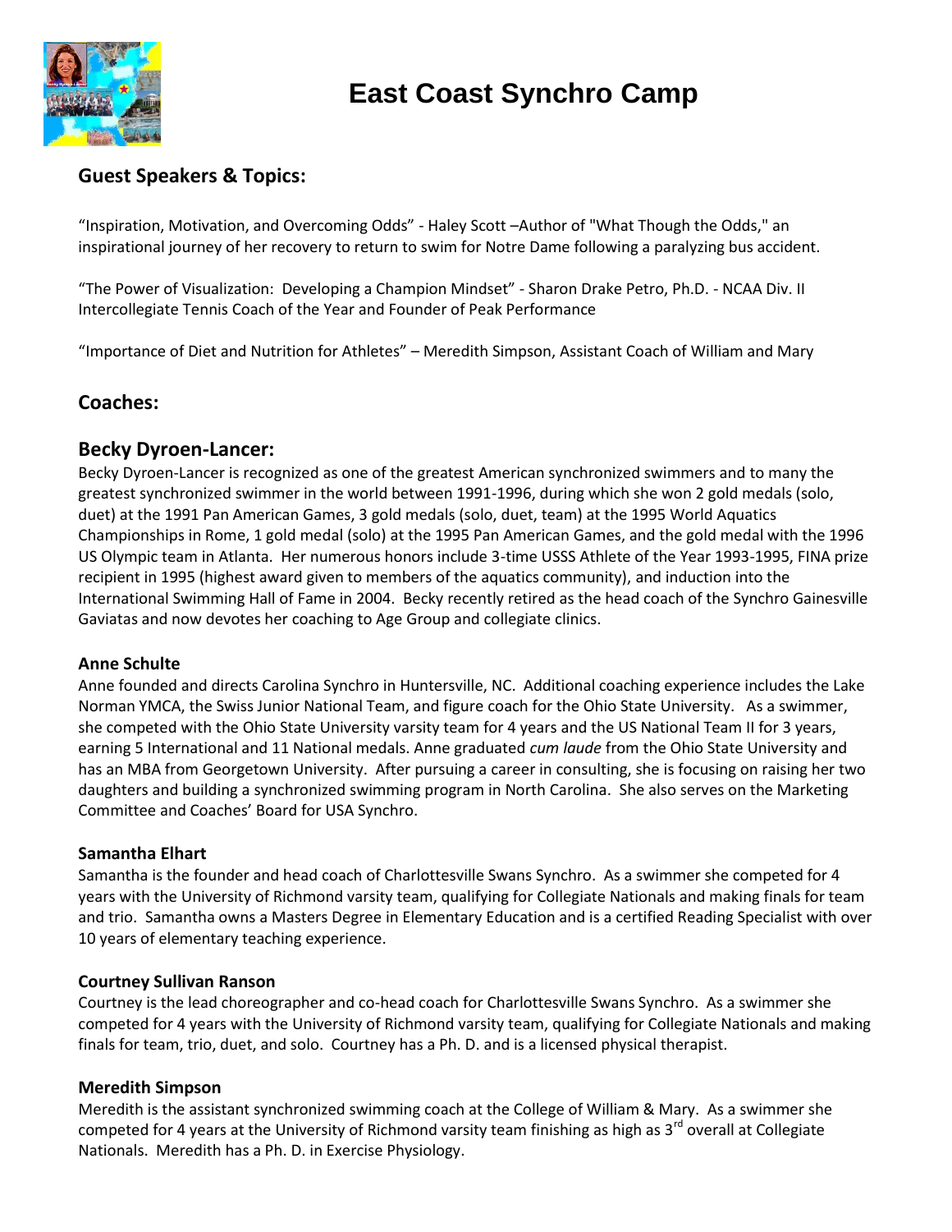# East Coast Synchro Camp

## Guest Speakers & Topics:

"Inspiration, Motivation, and Overcoming Odds" - Haley Scott –Author of "What Though the Odds," an inspirational journey of her recovery to return to swim for Notre Dame following a paralyzing bus accident.

"The Power of Visualization: Developing a Champion Mindset" - Sharon Drake Petro, Ph.D. - NCAA Div. II Intercollegiate Tennis Coach of the Year and Founder of Peak Performance

"Importance of Diet and Nutrition for Athletes" – Meredith Simpson, Assistant Coach of William and Mary

## Coaches:

## Becky Dyroen-Lancer:

Becky Dyroen-Lancer is recognized as one of the greatest American synchronized swimmers and to many the greatest synchronized swimmer in the world between 1991-1996, during which she won 2 gold medals (solo, duet) at the 1991 Pan American Games, 3 gold medals (solo, duet, team) at the 1995 World Aquatics Championships in Rome, 1 gold medal (solo) at the 1995 Pan American Games, and the gold medal with the 1996 US Olympic team in Atlanta. Her numerous honors include 3-time USSS Athlete of the Year 1993-1995, FINA prize recipient in 1995 (highest award given to members of the aquatics community), and induction into the International Swimming Hall of Fame in 2004. Becky recently retired as the head coach of the Synchro Gainesville Gaviatas and now devotes her coaching to Age Group and collegiate clinics.

### Anne Schulte

Anne founded and directs Carolina Synchro in Huntersville, NC. Additional coaching experience includes the Lake Norman YMCA, the Swiss Junior National Team, and figure coach for the Ohio State University. As a swimmer, she competed with the Ohio State University varsity team for 4 years and the US National Team II for 3 years, earning 5 International and 11 National medals. Anne graduated *cum laude* from the Ohio State University and has an MBA from Georgetown University. After pursuing a career in consulting, she is focusing on raising her two daughters and building a synchronized swimming program in North Carolina. She also serves on the Marketing Committee and Coaches' Board for USA Synchro.

### Samantha Elhart

Samantha is the founder and head coach of Charlottesville Swans Synchro. As a swimmer she competed for 4 years with the University of Richmond varsity team, qualifying for Collegiate Nationals and making finals for team and trio. Samantha owns a Masters Degree in Elementary Education and is a certified Reading Specialist with over 10 years of elementary teaching experience.

### Courtney Sullivan Ranson

Courtney is the lead choreographer and co-head coach for Charlottesville Swans Synchro. As a swimmer she competed for 4 years with the University of Richmond varsity team, qualifying for Collegiate Nationals and making finals for team, trio, duet, and solo. Courtney has a Ph. D. and is a licensed physical therapist.

### Meredith Simpson

Meredith is the assistant synchronized swimming coach at the College of William & Mary. As a swimmer she competed for 4 years at the University of Richmond varsity team finishing as high as 3rd overall at Collegiate Nationals. Meredith has a Ph. D. in Exercise Physiology.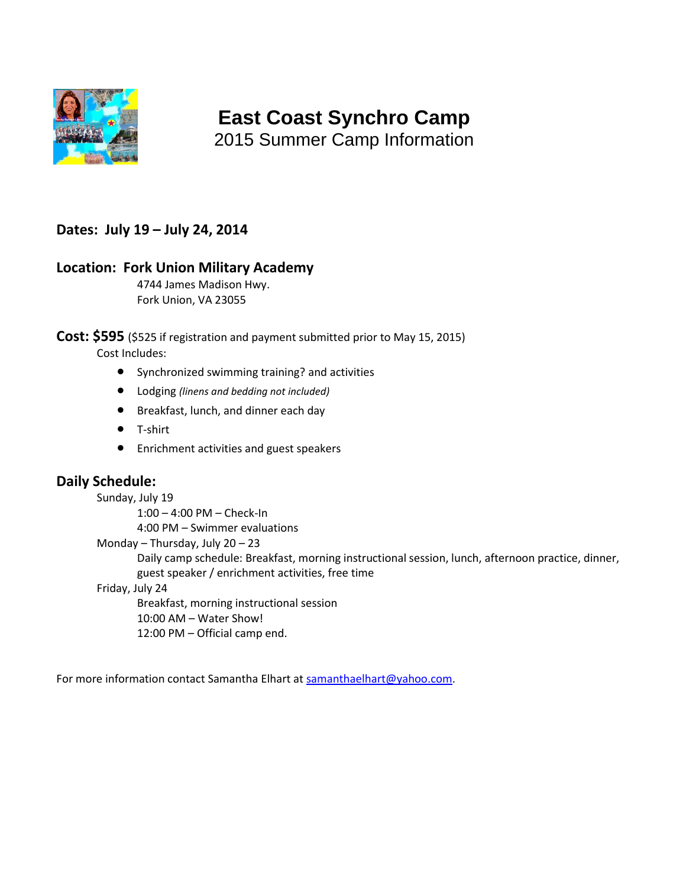# East Coast Synchro Camp

## 2015 Summer Camp Information

**Dates: July 19 – July 24, 2014**

**Location: Fork Union Military Academy**

4744 James Madison Hwy.
Fork Union, VA 23055

**Cost: $595** ($525 if registration and payment submitted prior to May 15, 2015)

Cost Includes:

- Synchronized swimming training? and activities
- Lodging *(linens and bedding not included)*
- Breakfast, lunch, and dinner each day
- T-shirt
- Enrichment activities and guest speakers

**Daily Schedule:**

Sunday, July 19

1:00 – 4:00 PM – Check-In
4:00 PM – Swimmer evaluations

Monday – Thursday, July 20 – 23

Daily camp schedule: Breakfast, morning instructional session, lunch, afternoon practice, dinner, guest speaker / enrichment activities, free time

Friday, July 24

Breakfast, morning instructional session
10:00 AM – Water Show!
12:00 PM – Official camp end.

For more information contact Samantha Elhart at samanthaelhart@yahoo.com.